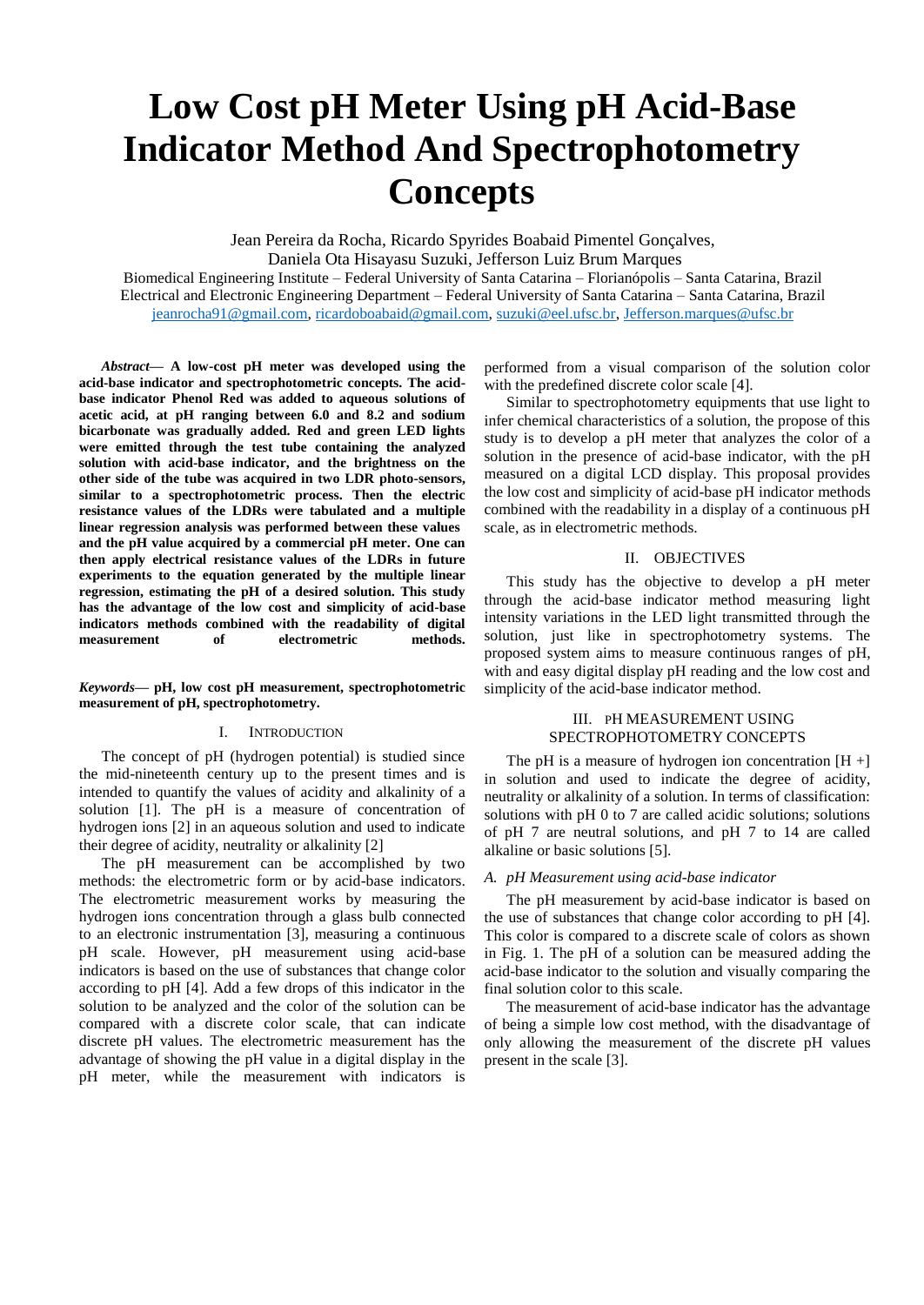# Low Cost pH Meter Using pH Acid-Base Indicator Method And Spectrophotometry Concepts

Jean Pereira da Rocha, Ricardo Spyrides Boabaid Pimentel Gonçalves, Daniela Ota Hisayasu Suzuki, Jefferson Luiz Brum Marques

Biomedical Engineering Institute – Federal University of Santa Catarina – Florianópolis – Santa Catarina, Brazil
Electrical and Electronic Engineering Department – Federal University of Santa Catarina – Santa Catarina, Brazil
jeanrocha91@gmail.com, ricardoboabaid@gmail.com, suzuki@eel.ufsc.br, Jefferson.marques@ufsc.br

***Abstract*— A low-cost pH meter was developed using the acid-base indicator and spectrophotometric concepts. The acid-base indicator Phenol Red was added to aqueous solutions of acetic acid, at pH ranging between 6.0 and 8.2 and sodium bicarbonate was gradually added. Red and green LED lights were emitted through the test tube containing the analyzed solution with acid-base indicator, and the brightness on the other side of the tube was acquired in two LDR photo-sensors, similar to a spectrophotometric process. Then the electric resistance values of the LDRs were tabulated and a multiple linear regression analysis was performed between these values and the pH value acquired by a commercial pH meter. One can then apply electrical resistance values of the LDRs in future experiments to the equation generated by the multiple linear regression, estimating the pH of a desired solution. This study has the advantage of the low cost and simplicity of acid-base indicators methods combined with the readability of digital measurement of electrometric methods.**

***Keywords*— pH, low cost pH measurement, spectrophotometric measurement of pH, spectrophotometry.**

## I. Introduction

The concept of pH (hydrogen potential) is studied since the mid-nineteenth century up to the present times and is intended to quantify the values of acidity and alkalinity of a solution [1]. The pH is a measure of concentration of hydrogen ions [2] in an aqueous solution and used to indicate their degree of acidity, neutrality or alkalinity [2]

The pH measurement can be accomplished by two methods: the electrometric form or by acid-base indicators. The electrometric measurement works by measuring the hydrogen ions concentration through a glass bulb connected to an electronic instrumentation [3], measuring a continuous pH scale. However, pH measurement using acid-base indicators is based on the use of substances that change color according to pH [4]. Add a few drops of this indicator in the solution to be analyzed and the color of the solution can be compared with a discrete color scale, that can indicate discrete pH values. The electrometric measurement has the advantage of showing the pH value in a digital display in the pH meter, while the measurement with indicators is performed from a visual comparison of the solution color with the predefined discrete color scale [4].

Similar to spectrophotometry equipments that use light to infer chemical characteristics of a solution, the propose of this study is to develop a pH meter that analyzes the color of a solution in the presence of acid-base indicator, with the pH measured on a digital LCD display. This proposal provides the low cost and simplicity of acid-base pH indicator methods combined with the readability in a display of a continuous pH scale, as in electrometric methods.

## II. Objectives

This study has the objective to develop a pH meter through the acid-base indicator method measuring light intensity variations in the LED light transmitted through the solution, just like in spectrophotometry systems. The proposed system aims to measure continuous ranges of pH, with and easy digital display pH reading and the low cost and simplicity of the acid-base indicator method.

## III. pH Measurement Using Spectrophotometry Concepts

The pH is a measure of hydrogen ion concentration $[H^+]$ in solution and used to indicate the degree of acidity, neutrality or alkalinity of a solution. In terms of classification: solutions with pH 0 to 7 are called acidic solutions; solutions of pH 7 are neutral solutions, and pH 7 to 14 are called alkaline or basic solutions [5].

### *A. pH Measurement using acid-base indicator*

The pH measurement by acid-base indicator is based on the use of substances that change color according to pH [4]. This color is compared to a discrete scale of colors as shown in Fig. 1. The pH of a solution can be measured adding the acid-base indicator to the solution and visually comparing the final solution color to this scale.

The measurement of acid-base indicator has the advantage of being a simple low cost method, with the disadvantage of only allowing the measurement of the discrete pH values present in the scale [3].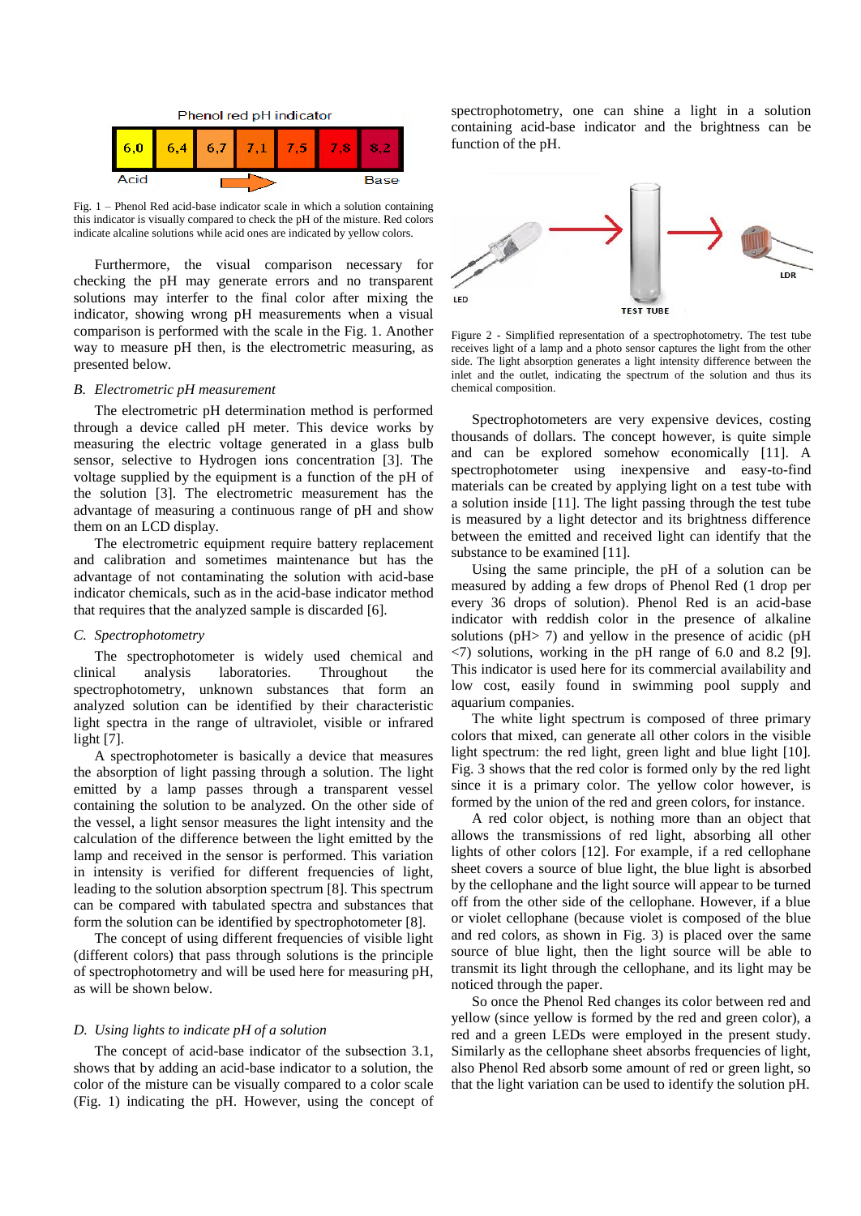Fig. 1 – Phenol Red acid-base indicator scale in which a solution containing this indicator is visually compared to check the pH of the misture. Red colors indicate alcaline solutions while acid ones are indicated by yellow colors.

Furthermore, the visual comparison necessary for checking the pH may generate errors and no transparent solutions may interfer to the final color after mixing the indicator, showing wrong pH measurements when a visual comparison is performed with the scale in the Fig. 1. Another way to measure pH then, is the electrometric measuring, as presented below.

### *B. Electrometric pH measurement*

The electrometric pH determination method is performed through a device called pH meter. This device works by measuring the electric voltage generated in a glass bulb sensor, selective to Hydrogen ions concentration [3]. The voltage supplied by the equipment is a function of the pH of the solution [3]. The electrometric measurement has the advantage of measuring a continuous range of pH and show them on an LCD display.

The electrometric equipment require battery replacement and calibration and sometimes maintenance but has the advantage of not contaminating the solution with acid-base indicator chemicals, such as in the acid-base indicator method that requires that the analyzed sample is discarded [6].

### *C. Spectrophotometry*

The spectrophotometer is widely used chemical and clinical analysis laboratories. Throughout the spectrophotometry, unknown substances that form an analyzed solution can be identified by their characteristic light spectra in the range of ultraviolet, visible or infrared light [7].

A spectrophotometer is basically a device that measures the absorption of light passing through a solution. The light emitted by a lamp passes through a transparent vessel containing the solution to be analyzed. On the other side of the vessel, a light sensor measures the light intensity and the calculation of the difference between the light emitted by the lamp and received in the sensor is performed. This variation in intensity is verified for different frequencies of light, leading to the solution absorption spectrum [8]. This spectrum can be compared with tabulated spectra and substances that form the solution can be identified by spectrophotometer [8].

The concept of using different frequencies of visible light (different colors) that pass through solutions is the principle of spectrophotometry and will be used here for measuring pH, as will be shown below.

### *D. Using lights to indicate pH of a solution*

The concept of acid-base indicator of the subsection 3.1, shows that by adding an acid-base indicator to a solution, the color of the misture can be visually compared to a color scale (Fig. 1) indicating the pH. However, using the concept of spectrophotometry, one can shine a light in a solution containing acid-base indicator and the brightness can be function of the pH.

Figure 2 - Simplified representation of a spectrophotometry. The test tube receives light of a lamp and a photo sensor captures the light from the other side. The light absorption generates a light intensity difference between the inlet and the outlet, indicating the spectrum of the solution and thus its chemical composition.

Spectrophotometers are very expensive devices, costing thousands of dollars. The concept however, is quite simple and can be explored somehow economically [11]. A spectrophotometer using inexpensive and easy-to-find materials can be created by applying light on a test tube with a solution inside [11]. The light passing through the test tube is measured by a light detector and its brightness difference between the emitted and received light can identify that the substance to be examined [11].

Using the same principle, the pH of a solution can be measured by adding a few drops of Phenol Red (1 drop per every 36 drops of solution). Phenol Red is an acid-base indicator with reddish color in the presence of alkaline solutions (pH> 7) and yellow in the presence of acidic (pH <7) solutions, working in the pH range of 6.0 and 8.2 [9]. This indicator is used here for its commercial availability and low cost, easily found in swimming pool supply and aquarium companies.

The white light spectrum is composed of three primary colors that mixed, can generate all other colors in the visible light spectrum: the red light, green light and blue light [10]. Fig. 3 shows that the red color is formed only by the red light since it is a primary color. The yellow color however, is formed by the union of the red and green colors, for instance.

A red color object, is nothing more than an object that allows the transmissions of red light, absorbing all other lights of other colors [12]. For example, if a red cellophane sheet covers a source of blue light, the blue light is absorbed by the cellophane and the light source will appear to be turned off from the other side of the cellophane. However, if a blue or violet cellophane (because violet is composed of the blue and red colors, as shown in Fig. 3) is placed over the same source of blue light, then the light source will be able to transmit its light through the cellophane, and its light may be noticed through the paper.

So once the Phenol Red changes its color between red and yellow (since yellow is formed by the red and green color), a red and a green LEDs were employed in the present study. Similarly as the cellophane sheet absorbs frequencies of light, also Phenol Red absorb some amount of red or green light, so that the light variation can be used to identify the solution pH.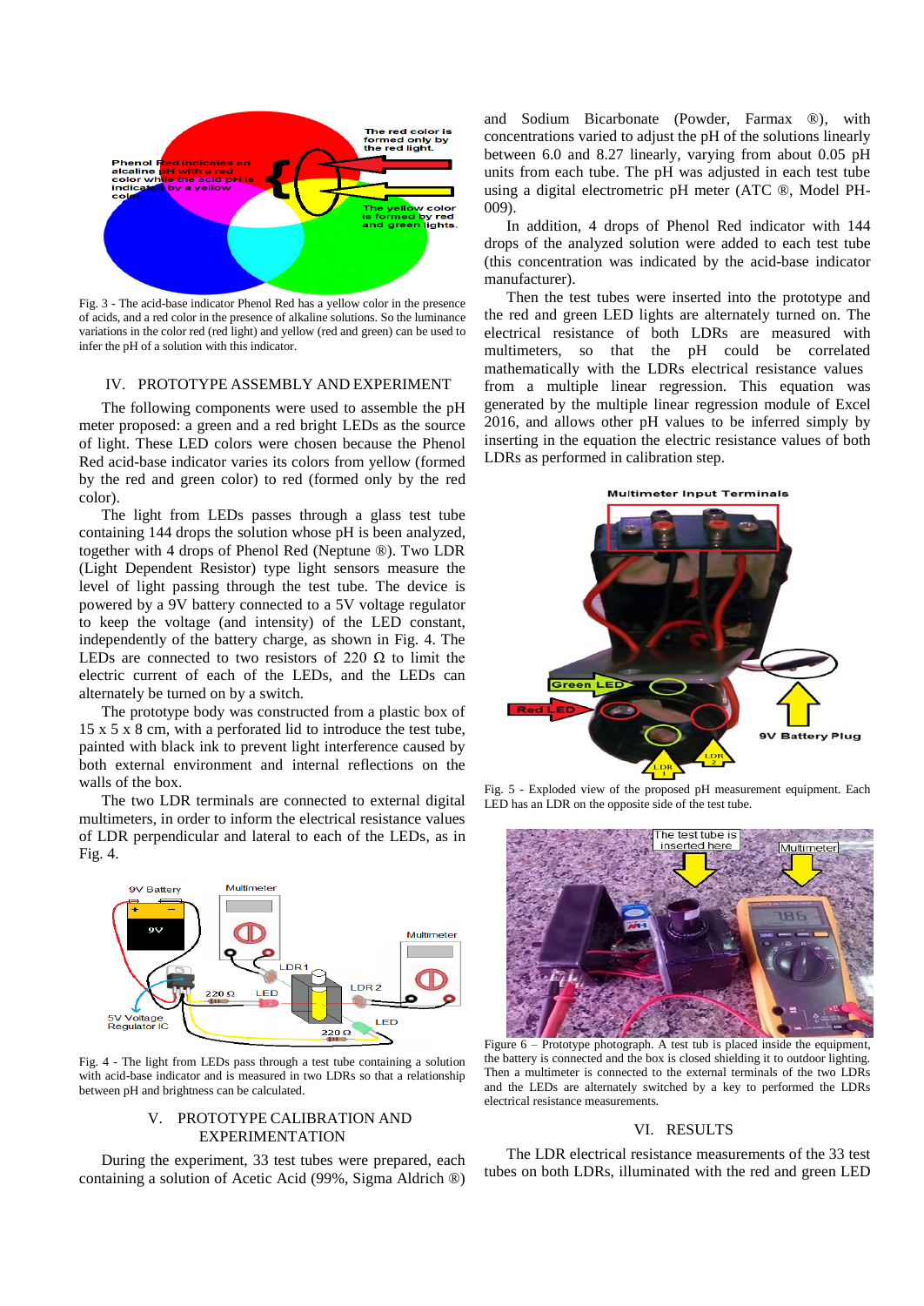Fig. 3 - The acid-base indicator Phenol Red has a yellow color in the presence of acids, and a red color in the presence of alkaline solutions. So the luminance variations in the color red (red light) and yellow (red and green) can be used to infer the pH of a solution with this indicator.

## IV. PROTOTYPE ASSEMBLY AND EXPERIMENT

The following components were used to assemble the pH meter proposed: a green and a red bright LEDs as the source of light. These LED colors were chosen because the Phenol Red acid-base indicator varies its colors from yellow (formed by the red and green color) to red (formed only by the red color).

The light from LEDs passes through a glass test tube containing 144 drops the solution whose pH is been analyzed, together with 4 drops of Phenol Red (Neptune ®). Two LDR (Light Dependent Resistor) type light sensors measure the level of light passing through the test tube. The device is powered by a 9V battery connected to a 5V voltage regulator to keep the voltage (and intensity) of the LED constant, independently of the battery charge, as shown in Fig. 4. The LEDs are connected to two resistors of 220 Ω to limit the electric current of each of the LEDs, and the LEDs can alternately be turned on by a switch.

The prototype body was constructed from a plastic box of 15 x 5 x 8 cm, with a perforated lid to introduce the test tube, painted with black ink to prevent light interference caused by both external environment and internal reflections on the walls of the box.

The two LDR terminals are connected to external digital multimeters, in order to inform the electrical resistance values of LDR perpendicular and lateral to each of the LEDs, as in Fig. 4.

Fig. 4 - The light from LEDs pass through a test tube containing a solution with acid-base indicator and is measured in two LDRs so that a relationship between pH and brightness can be calculated.

## V. PROTOTYPE CALIBRATION AND EXPERIMENTATION

During the experiment, 33 test tubes were prepared, each containing a solution of Acetic Acid (99%, Sigma Aldrich ®) and Sodium Bicarbonate (Powder, Farmax ®), with concentrations varied to adjust the pH of the solutions linearly between 6.0 and 8.27 linearly, varying from about 0.05 pH units from each tube. The pH was adjusted in each test tube using a digital electrometric pH meter (ATC ®, Model PH-009).

In addition, 4 drops of Phenol Red indicator with 144 drops of the analyzed solution were added to each test tube (this concentration was indicated by the acid-base indicator manufacturer).

Then the test tubes were inserted into the prototype and the red and green LED lights are alternately turned on. The electrical resistance of both LDRs are measured with multimeters, so that the pH could be correlated mathematically with the LDRs electrical resistance values from a multiple linear regression. This equation was generated by the multiple linear regression module of Excel 2016, and allows other pH values to be inferred simply by inserting in the equation the electric resistance values of both LDRs as performed in calibration step.

Fig. 5 - Exploded view of the proposed pH measurement equipment. Each LED has an LDR on the opposite side of the test tube.

Figure 6 – Prototype photograph. A test tub is placed inside the equipment, the battery is connected and the box is closed shielding it to outdoor lighting. Then a multimeter is connected to the external terminals of the two LDRs and the LEDs are alternately switched by a key to performed the LDRs electrical resistance measurements.

## VI. RESULTS

The LDR electrical resistance measurements of the 33 test tubes on both LDRs, illuminated with the red and green LED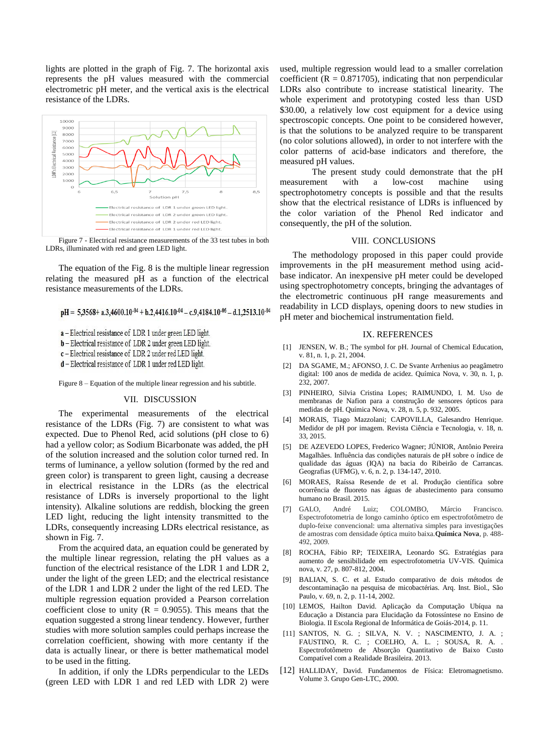lights are plotted in the graph of Fig. 7. The horizontal axis represents the pH values measured with the commercial electrometric pH meter, and the vertical axis is the electrical resistance of the LDRs.

LDR's Electrical Resistance [Ω]

10000
9000
8000
7000
6000
5000
4000
3000
2000
1000
0

6
6,5
7
7,5
8
8,5

Solution pH

Electrical resistance of LDR 1 under green LED light.
Electrical resistance of LDR 2 under green LED light.
Electrical resistance of LDR 2 under red LED light.
Electrical resistance of LDR 1 under red LED light.

Figure 7 - Electrical resistance measurements of the 33 test tubes in both LDRs, illuminated with red and green LED light.

The equation of the Fig. 8 is the multiple linear regression relating the measured pH as a function of the electrical resistance measurements of the LDRs.

$$pH = 5{,}3568 + a.3{,}4600.10^{-04} + b.2{,}4416.10^{-04} - c.9{,}4184.10^{-06} - d.1{,}2513.10^{-04}$$

a – Electrical resistance of LDR 1 under green LED light.
b – Electrical resistance of LDR 2 under green LED light.
c – Electrical resistance of LDR 2 under red LED light.
d – Electrical resistance of LDR 1 under red LED light.

Figure 8 – Equation of the multiple linear regression and his subtitle.

## VII. DISCUSSION

The experimental measurements of the electrical resistance of the LDRs (Fig. 7) are consistent to what was expected. Due to Phenol Red, acid solutions (pH close to 6) had a yellow color; as Sodium Bicarbonate was added, the pH of the solution increased and the solution color turned red. In terms of luminance, a yellow solution (formed by the red and green color) is transparent to green light, causing a decrease in electrical resistance in the LDRs (as the electrical resistance of LDRs is inversely proportional to the light intensity). Alkaline solutions are reddish, blocking the green LED light, reducing the light intensity transmitted to the LDRs, consequently increasing LDRs electrical resistance, as shown in Fig. 7.

From the acquired data, an equation could be generated by the multiple linear regression, relating the pH values as a function of the electrical resistance of the LDR 1 and LDR 2, under the light of the green LED; and the electrical resistance of the LDR 1 and LDR 2 under the light of the red LED. The multiple regression equation provided a Pearson correlation coefficient close to unity (R = 0.9055). This means that the equation suggested a strong linear tendency. However, further studies with more solution samples could perhaps increase the correlation coefficient, showing with more centanty if the data is actually linear, or there is better mathematical model to be used in the fitting.

In addition, if only the LDRs perpendicular to the LEDs (green LED with LDR 1 and red LED with LDR 2) were used, multiple regression would lead to a smaller correlation coefficient (R = 0.871705), indicating that non perpendicular LDRs also contribute to increase statistical linearity. The whole experiment and prototyping costed less than USD $30.00, a relatively low cost equipment for a device using spectroscopic concepts. One point to be considered however, is that the solutions to be analyzed require to be transparent (no color solutions allowed), in order to not interfere with the color patterns of acid-base indicators and therefore, the measured pH values.

The present study could demonstrate that the pH measurement with a low-cost machine using spectrophotometry concepts is possible and that the results show that the electrical resistance of LDRs is influenced by the color variation of the Phenol Red indicator and consequently, the pH of the solution.

## VIII. CONCLUSIONS

The methodology proposed in this paper could provide improvements in the pH measurement method using acid-base indicator. An inexpensive pH meter could be developed using spectrophotometry concepts, bringing the advantages of the electrometric continuous pH range measurements and readability in LCD displays, opening doors to new studies in pH meter and biochemical instrumentation field.

## IX. REFERENCES

[1] JENSEN, W. B.; The symbol for pH. Journal of Chemical Education, v. 81, n. 1, p. 21, 2004.

[2] DA SGAME, M.; AFONSO, J. C. De Svante Arrhenius ao peagâmetro digital: 100 anos de medida de acidez. Química Nova, v. 30, n. 1, p. 232, 2007.

[3] PINHEIRO, Silvia Cristina Lopes; RAIMUNDO, I. M. Uso de membranas de Nafion para a construção de sensores ópticos para medidas de pH. Química Nova, v. 28, n. 5, p. 932, 2005.

[4] MORAIS, Tiago Mazzolani; CAPOVILLA, Galesandro Henrique. Medidor de pH por imagem. Revista Ciência e Tecnologia, v. 18, n. 33, 2015.

[5] DE AZEVEDO LOPES, Frederico Wagner; JÚNIOR, Antônio Pereira Magalhães. Influência das condições naturais de pH sobre o índice de qualidade das águas (IQA) na bacia do Ribeirão de Carrancas. Geografias (UFMG), v. 6, n. 2, p. 134-147, 2010.

[6] MORAES, Raíssa Resende de et al. Produção científica sobre ocorrência de fluoreto nas águas de abastecimento para consumo humano no Brasil. 2015.

[7] GALO, André Luiz; COLOMBO, Márcio Francisco. Espectrofotometria de longo caminho óptico em espectrofotômetro de duplo-feixe convencional: uma alternativa simples para investigações de amostras com densidade óptica muito baixa.**Química Nova**, p. 488-492, 2009.

[8] ROCHA, Fábio RP; TEIXEIRA, Leonardo SG. Estratégias para aumento de sensibilidade em espectrofotometria UV-VIS. Química nova, v. 27, p. 807-812, 2004.

[9] BALIAN, S. C. et al. Estudo comparativo de dois métodos de descontaminação na pesquisa de micobactérias. Arq. Inst. Biol., São Paulo, v. 69, n. 2, p. 11-14, 2002.

[10] LEMOS, Hailton David. Aplicação da Computação Ubíqua na Educação a Distancia para Elucidação da Fotossíntese no Ensino de Biologia. II Escola Regional de Informática de Goiás-2014, p. 11.

[11] SANTOS, N. G. ; SILVA, N. V. ; NASCIMENTO, J. A. ; FAUSTINO, R. C. ; COELHO, A. L. ; SOUSA, R. A. . Espectrofotômetro de Absorção Quantitativo de Baixo Custo Compatível com a Realidade Brasileira. 2013.

[12] HALLIDAY, David. Fundamentos de Física: Eletromagnetismo. Volume 3. Grupo Gen-LTC, 2000.